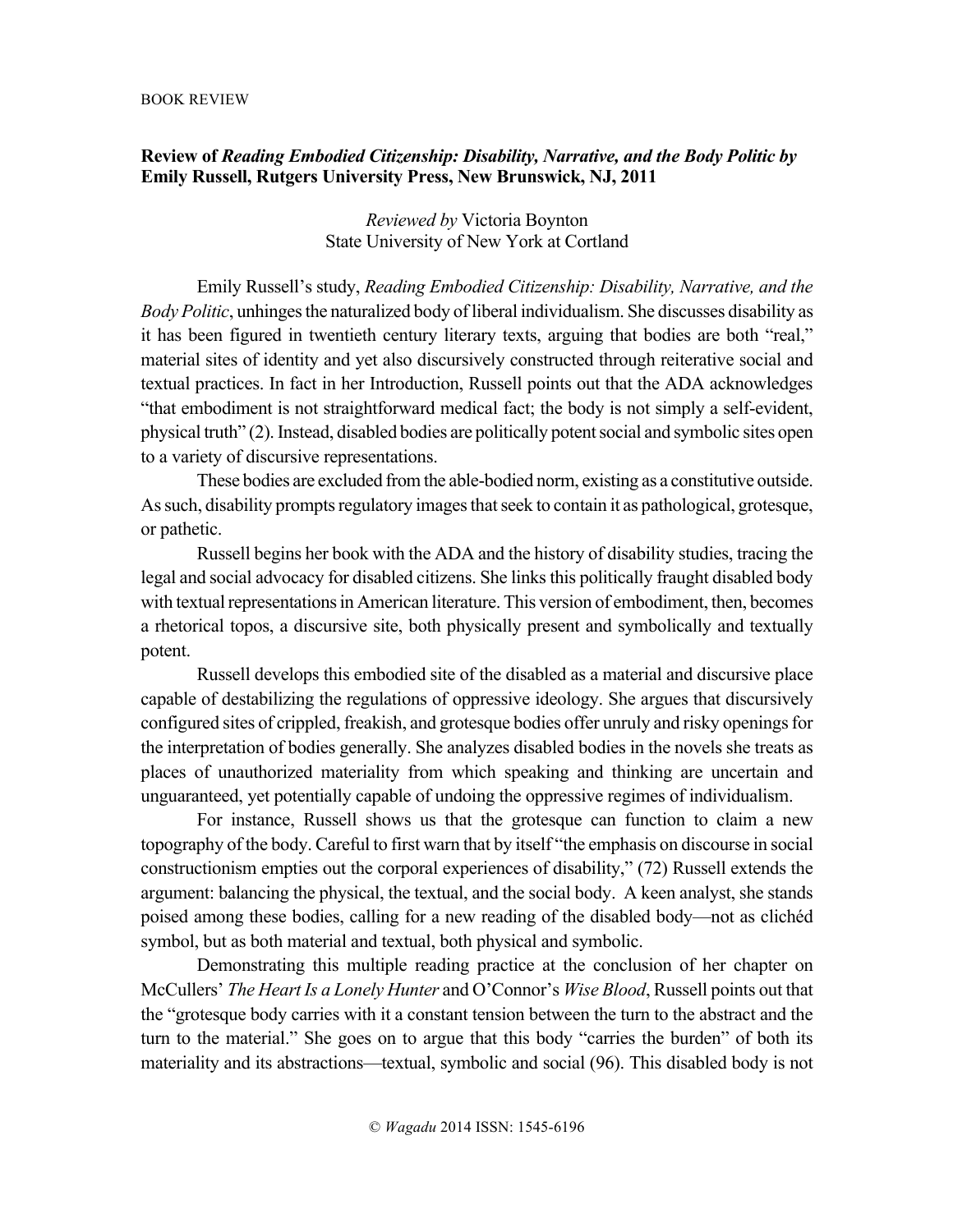BOOK REVIEW

**Review of *Reading Embodied Citizenship: Disability, Narrative, and the Body Politic by* Emily Russell, Rutgers University Press, New Brunswick, NJ, 2011**

*Reviewed by* Victoria Boynton
State University of New York at Cortland

Emily Russell's study, *Reading Embodied Citizenship: Disability, Narrative, and the Body Politic*, unhinges the naturalized body of liberal individualism. She discusses disability as it has been figured in twentieth century literary texts, arguing that bodies are both "real," material sites of identity and yet also discursively constructed through reiterative social and textual practices. In fact in her Introduction, Russell points out that the ADA acknowledges "that embodiment is not straightforward medical fact; the body is not simply a self-evident, physical truth" (2). Instead, disabled bodies are politically potent social and symbolic sites open to a variety of discursive representations.

These bodies are excluded from the able-bodied norm, existing as a constitutive outside. As such, disability prompts regulatory images that seek to contain it as pathological, grotesque, or pathetic.

Russell begins her book with the ADA and the history of disability studies, tracing the legal and social advocacy for disabled citizens. She links this politically fraught disabled body with textual representations in American literature. This version of embodiment, then, becomes a rhetorical topos, a discursive site, both physically present and symbolically and textually potent.

Russell develops this embodied site of the disabled as a material and discursive place capable of destabilizing the regulations of oppressive ideology. She argues that discursively configured sites of crippled, freakish, and grotesque bodies offer unruly and risky openings for the interpretation of bodies generally. She analyzes disabled bodies in the novels she treats as places of unauthorized materiality from which speaking and thinking are uncertain and unguaranteed, yet potentially capable of undoing the oppressive regimes of individualism.

For instance, Russell shows us that the grotesque can function to claim a new topography of the body. Careful to first warn that by itself "the emphasis on discourse in social constructionism empties out the corporal experiences of disability," (72) Russell extends the argument: balancing the physical, the textual, and the social body. A keen analyst, she stands poised among these bodies, calling for a new reading of the disabled body—not as clichéd symbol, but as both material and textual, both physical and symbolic.

Demonstrating this multiple reading practice at the conclusion of her chapter on McCullers' *The Heart Is a Lonely Hunter* and O'Connor's *Wise Blood*, Russell points out that the "grotesque body carries with it a constant tension between the turn to the abstract and the turn to the material." She goes on to argue that this body "carries the burden" of both its materiality and its abstractions—textual, symbolic and social (96). This disabled body is not

© *Wagadu* 2014 ISSN: 1545-6196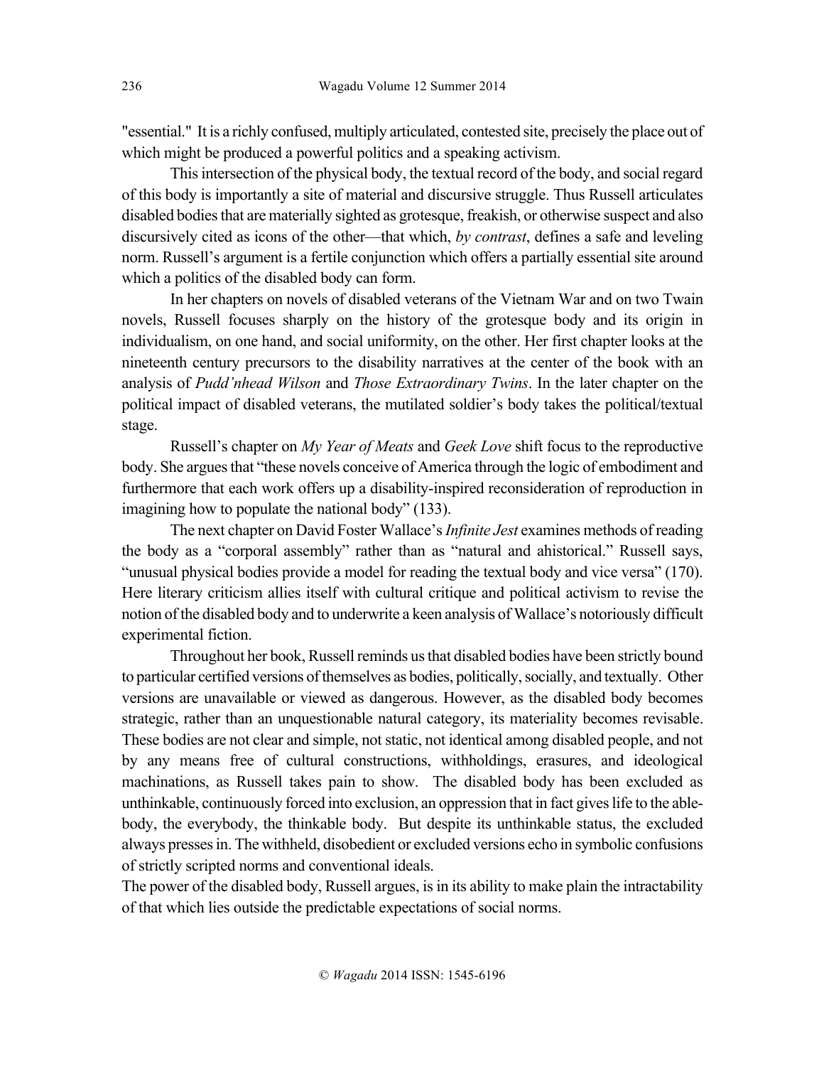"essential." It is a richly confused, multiply articulated, contested site, precisely the place out of which might be produced a powerful politics and a speaking activism.

This intersection of the physical body, the textual record of the body, and social regard of this body is importantly a site of material and discursive struggle. Thus Russell articulates disabled bodies that are materially sighted as grotesque, freakish, or otherwise suspect and also discursively cited as icons of the other—that which, *by contrast*, defines a safe and leveling norm. Russell's argument is a fertile conjunction which offers a partially essential site around which a politics of the disabled body can form.

In her chapters on novels of disabled veterans of the Vietnam War and on two Twain novels, Russell focuses sharply on the history of the grotesque body and its origin in individualism, on one hand, and social uniformity, on the other. Her first chapter looks at the nineteenth century precursors to the disability narratives at the center of the book with an analysis of *Pudd'nhead Wilson* and *Those Extraordinary Twins*. In the later chapter on the political impact of disabled veterans, the mutilated soldier's body takes the political/textual stage.

Russell's chapter on *My Year of Meats* and *Geek Love* shift focus to the reproductive body. She argues that "these novels conceive of America through the logic of embodiment and furthermore that each work offers up a disability-inspired reconsideration of reproduction in imagining how to populate the national body" (133).

The next chapter on David Foster Wallace's *Infinite Jest* examines methods of reading the body as a "corporal assembly" rather than as "natural and ahistorical." Russell says, "unusual physical bodies provide a model for reading the textual body and vice versa" (170). Here literary criticism allies itself with cultural critique and political activism to revise the notion of the disabled body and to underwrite a keen analysis of Wallace's notoriously difficult experimental fiction.

Throughout her book, Russell reminds us that disabled bodies have been strictly bound to particular certified versions of themselves as bodies, politically, socially, and textually. Other versions are unavailable or viewed as dangerous. However, as the disabled body becomes strategic, rather than an unquestionable natural category, its materiality becomes revisable. These bodies are not clear and simple, not static, not identical among disabled people, and not by any means free of cultural constructions, withholdings, erasures, and ideological machinations, as Russell takes pain to show. The disabled body has been excluded as unthinkable, continuously forced into exclusion, an oppression that in fact gives life to the able-body, the everybody, the thinkable body. But despite its unthinkable status, the excluded always presses in. The withheld, disobedient or excluded versions echo in symbolic confusions of strictly scripted norms and conventional ideals.

The power of the disabled body, Russell argues, is in its ability to make plain the intractability of that which lies outside the predictable expectations of social norms.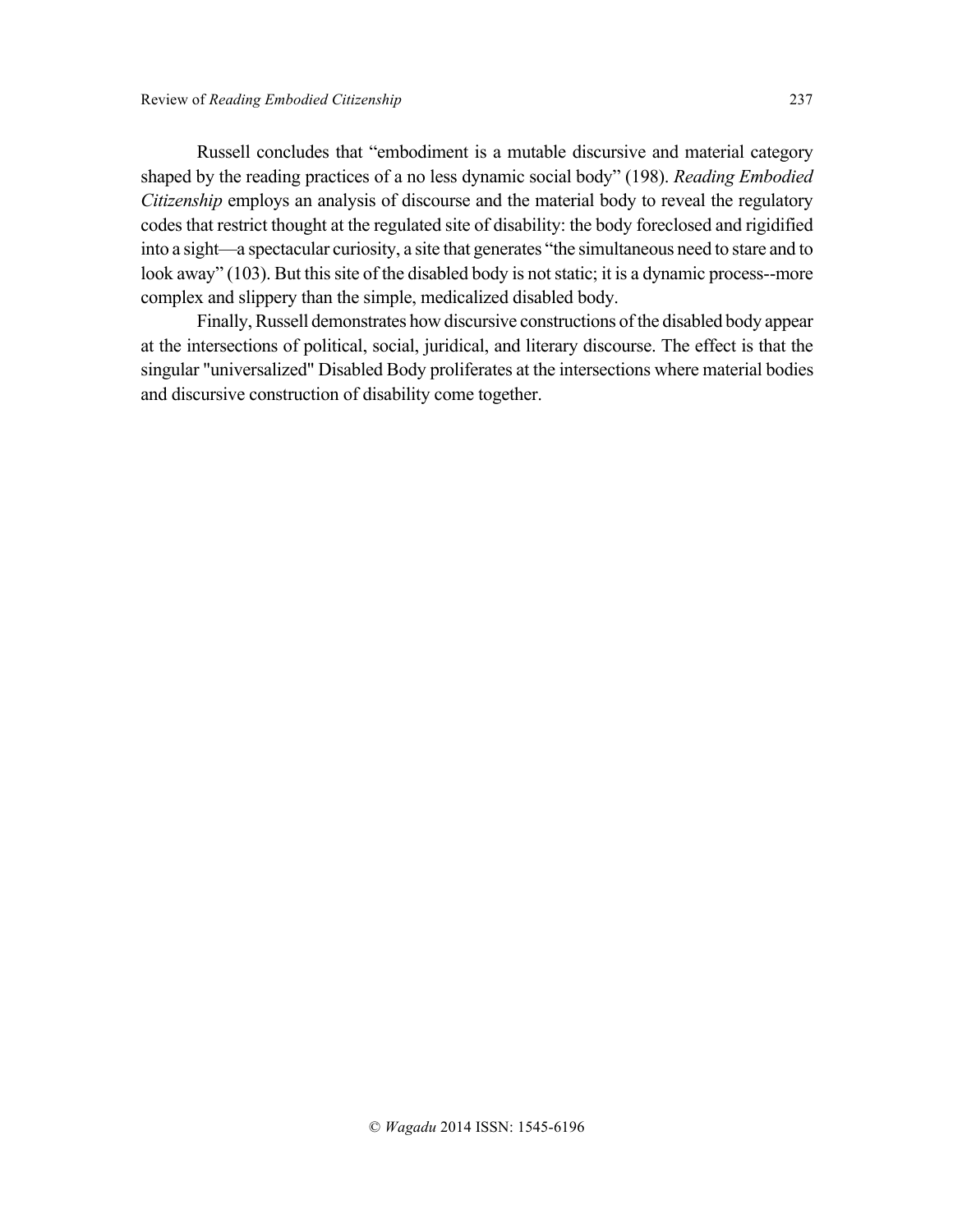Russell concludes that "embodiment is a mutable discursive and material category shaped by the reading practices of a no less dynamic social body" (198). *Reading Embodied Citizenship* employs an analysis of discourse and the material body to reveal the regulatory codes that restrict thought at the regulated site of disability: the body foreclosed and rigidified into a sight—a spectacular curiosity, a site that generates "the simultaneous need to stare and to look away" (103). But this site of the disabled body is not static; it is a dynamic process--more complex and slippery than the simple, medicalized disabled body.

Finally, Russell demonstrates how discursive constructions of the disabled body appear at the intersections of political, social, juridical, and literary discourse. The effect is that the singular "universalized" Disabled Body proliferates at the intersections where material bodies and discursive construction of disability come together.